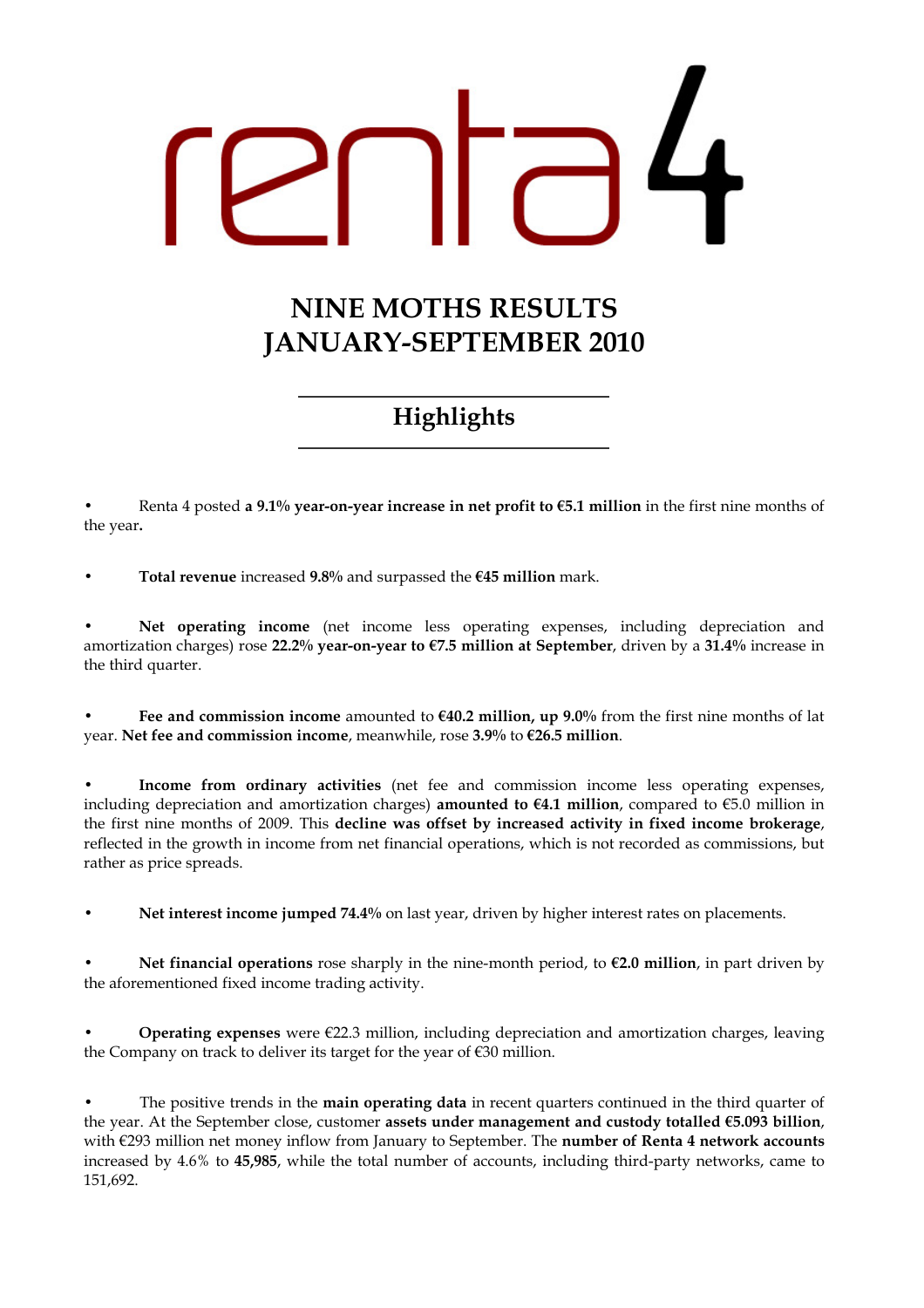renta 4

# NINE MOTHS RESULTS JANUARY-SEPTEMBER 2010

## Highlights

- Renta 4 posted **a 9.1% year-on-year increase in net profit to €5.1 million** in the first nine months of the year**.**

- **Total revenue** increased **9.8%** and surpassed the **€45 million** mark.

- **Net operating income** (net income less operating expenses, including depreciation and amortization charges) rose **22.2% year-on-year to €7.5 million at September**, driven by a **31.4%** increase in the third quarter.

- **Fee and commission income** amounted to **€40.2 million, up 9.0%** from the first nine months of lat year. **Net fee and commission income**, meanwhile, rose **3.9%** to **€26.5 million**.

- **Income from ordinary activities** (net fee and commission income less operating expenses, including depreciation and amortization charges) **amounted to €4.1 million**, compared to €5.0 million in the first nine months of 2009. This **decline was offset by increased activity in fixed income brokerage**, reflected in the growth in income from net financial operations, which is not recorded as commissions, but rather as price spreads.

- **Net interest income jumped 74.4%** on last year, driven by higher interest rates on placements.

- **Net financial operations** rose sharply in the nine-month period, to **€2.0 million**, in part driven by the aforementioned fixed income trading activity.

- **Operating expenses** were €22.3 million, including depreciation and amortization charges, leaving the Company on track to deliver its target for the year of €30 million.

- The positive trends in the **main operating data** in recent quarters continued in the third quarter of the year. At the September close, customer **assets under management and custody totalled €5.093 billion**, with €293 million net money inflow from January to September. The **number of Renta 4 network accounts** increased by 4.6% to **45,985**, while the total number of accounts, including third-party networks, came to 151,692.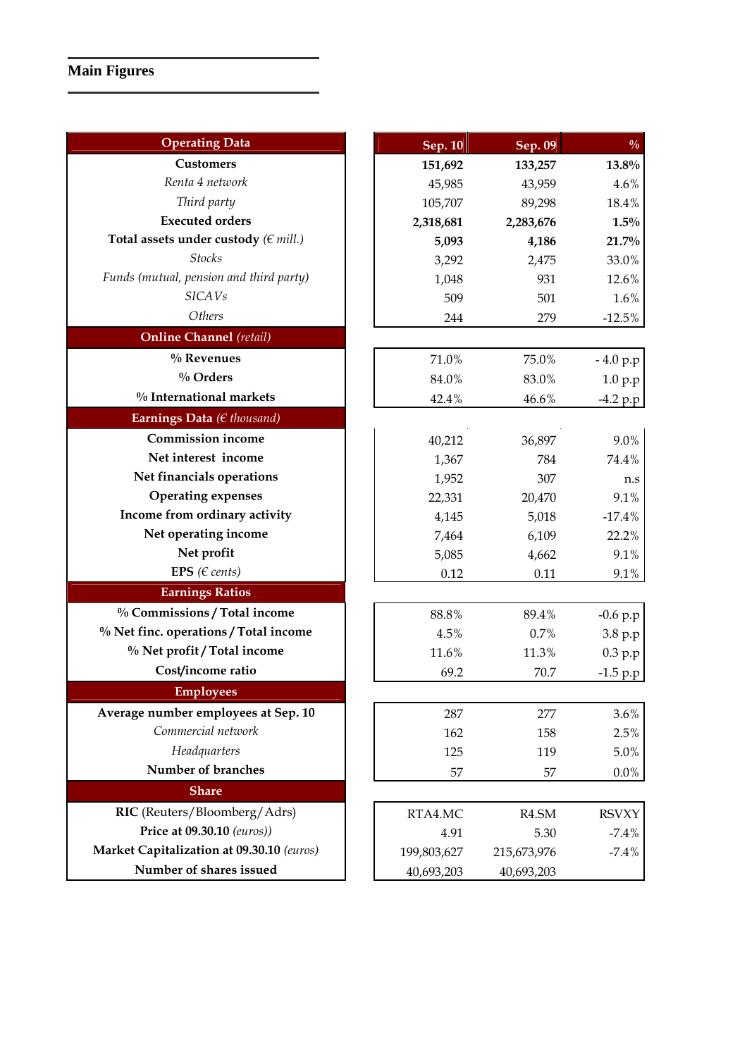## Main Figures

| Operating Data | Sep. 10 | Sep. 09 | % |
|---|---|---|---|
| **Customers** | **151,692** | **133,257** | **13.8%** |
| *Renta 4 network* | 45,985 | 43,959 | 4.6% |
| *Third party* | 105,707 | 89,298 | 18.4% |
| **Executed orders** | **2,318,681** | **2,283,676** | **1.5%** |
| **Total assets under custody** *(€ mill.)* | **5,093** | **4,186** | **21.7%** |
| *Stocks* | 3,292 | 2,475 | 33.0% |
| *Funds (mutual, pension and third party)* | 1,048 | 931 | 12.6% |
| *SICAVs* | 509 | 501 | 1.6% |
| *Others* | 244 | 279 | -12.5% |
| **Online Channel** *(retail)* | | | |
| **% Revenues** | 71.0% | 75.0% | - 4.0 p.p |
| **% Orders** | 84.0% | 83.0% | 1.0 p.p |
| **% International markets** | 42.4% | 46.6% | -4.2 p.p |
| **Earnings Data** *(€ thousand)* | | | |
| **Commission income** | 40,212 | 36,897 | 9.0% |
| **Net interest income** | 1,367 | 784 | 74.4% |
| **Net financials operations** | 1,952 | 307 | n.s |
| **Operating expenses** | 22,331 | 20,470 | 9.1% |
| **Income from ordinary activity** | 4,145 | 5,018 | -17.4% |
| **Net operating income** | 7,464 | 6,109 | 22.2% |
| **Net profit** | 5,085 | 4,662 | 9.1% |
| **EPS** *(€ cents)* | 0.12 | 0.11 | 9.1% |
| **Earnings Ratios** | | | |
| **% Commissions / Total income** | 88.8% | 89.4% | -0.6 p.p |
| **% Net finc. operations / Total income** | 4.5% | 0.7% | 3.8 p.p |
| **% Net profit / Total income** | 11.6% | 11.3% | 0.3 p.p |
| **Cost/income ratio** | 69.2 | 70.7 | -1.5 p.p |
| **Employees** | | | |
| **Average number employees at Sep. 10** | 287 | 277 | 3.6% |
| *Commercial network* | 162 | 158 | 2.5% |
| *Headquarters* | 125 | 119 | 5.0% |
| **Number of branches** | 57 | 57 | 0.0% |
| **Share** | | | |
| **RIC** (Reuters/Bloomberg/Adrs) | RTA4.MC | R4.SM | RSVXY |
| **Price at 09.30.10** *(euros))* | 4.91 | 5.30 | -7.4% |
| **Market Capitalization at 09.30.10** *(euros)* | 199,803,627 | 215,673,976 | -7.4% |
| **Number of shares issued** | 40,693,203 | 40,693,203 | |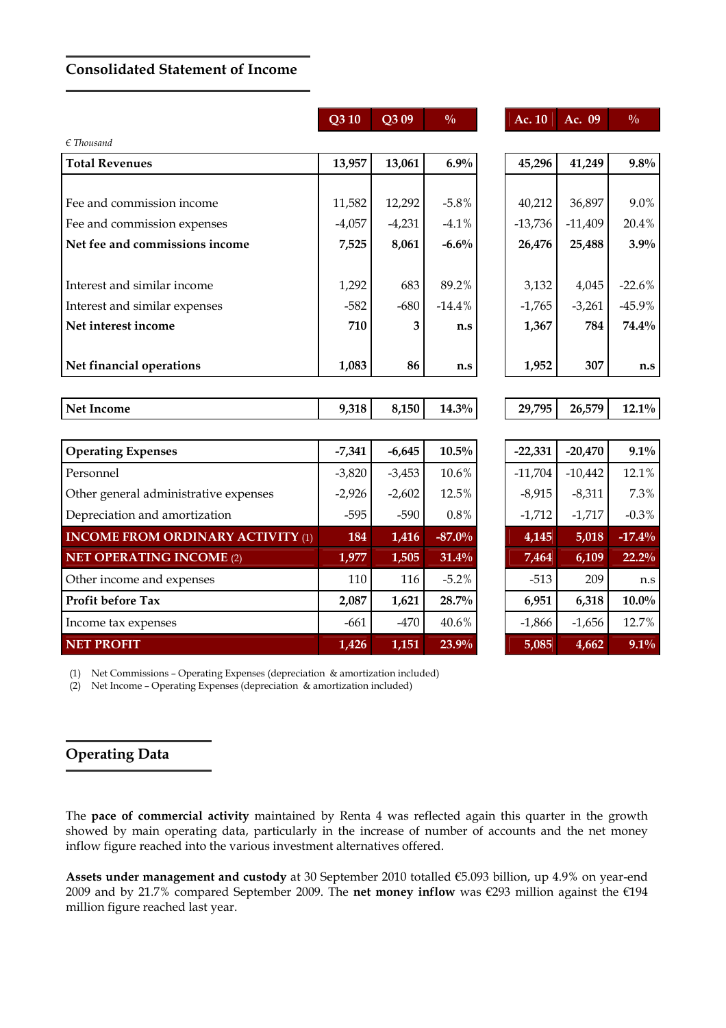## Consolidated Statement of Income

| *€ Thousand* | Q3 10 | Q3 09 | % | Ac. 10 | Ac. 09 | % |
|---|---|---|---|---|---|---|
| **Total Revenues** | **13,957** | **13,061** | **6.9%** | **45,296** | **41,249** | **9.8%** |
| Fee and commission income | 11,582 | 12,292 | -5.8% | 40,212 | 36,897 | 9.0% |
| Fee and commission expenses | -4,057 | -4,231 | -4.1% | -13,736 | -11,409 | 20.4% |
| **Net fee and commissions income** | **7,525** | **8,061** | **-6.6%** | **26,476** | **25,488** | **3.9%** |
| Interest and similar income | 1,292 | 683 | 89.2% | 3,132 | 4,045 | -22.6% |
| Interest and similar expenses | -582 | -680 | -14.4% | -1,765 | -3,261 | -45.9% |
| **Net interest income** | **710** | **3** | **n.s** | **1,367** | **784** | **74.4%** |
| **Net financial operations** | **1,083** | **86** | **n.s** | **1,952** | **307** | **n.s** |
| **Net Income** | **9,318** | **8,150** | **14.3%** | **29,795** | **26,579** | **12.1%** |
| **Operating Expenses** | **-7,341** | **-6,645** | **10.5%** | **-22,331** | **-20,470** | **9.1%** |
| Personnel | -3,820 | -3,453 | 10.6% | -11,704 | -10,442 | 12.1% |
| Other general administrative expenses | -2,926 | -2,602 | 12.5% | -8,915 | -8,311 | 7.3% |
| Depreciation and amortization | -595 | -590 | 0.8% | -1,712 | -1,717 | -0.3% |
| **INCOME FROM ORDINARY ACTIVITY (1)** | **184** | **1,416** | **-87.0%** | **4,145** | **5,018** | **-17.4%** |
| **NET OPERATING INCOME (2)** | **1,977** | **1,505** | **31.4%** | **7,464** | **6,109** | **22.2%** |
| Other income and expenses | 110 | 116 | -5.2% | -513 | 209 | n.s |
| **Profit before Tax** | **2,087** | **1,621** | **28.7%** | **6,951** | **6,318** | **10.0%** |
| Income tax expenses | -661 | -470 | 40.6% | -1,866 | -1,656 | 12.7% |
| **NET PROFIT** | **1,426** | **1,151** | **23.9%** | **5,085** | **4,662** | **9.1%** |

(1) Net Commissions – Operating Expenses (depreciation & amortization included)
(2) Net Income – Operating Expenses (depreciation & amortization included)

## Operating Data

The **pace of commercial activity** maintained by Renta 4 was reflected again this quarter in the growth showed by main operating data, particularly in the increase of number of accounts and the net money inflow figure reached into the various investment alternatives offered.

**Assets under management and custody** at 30 September 2010 totalled €5.093 billion, up 4.9% on year-end 2009 and by 21.7% compared September 2009. The **net money inflow** was €293 million against the €194 million figure reached last year.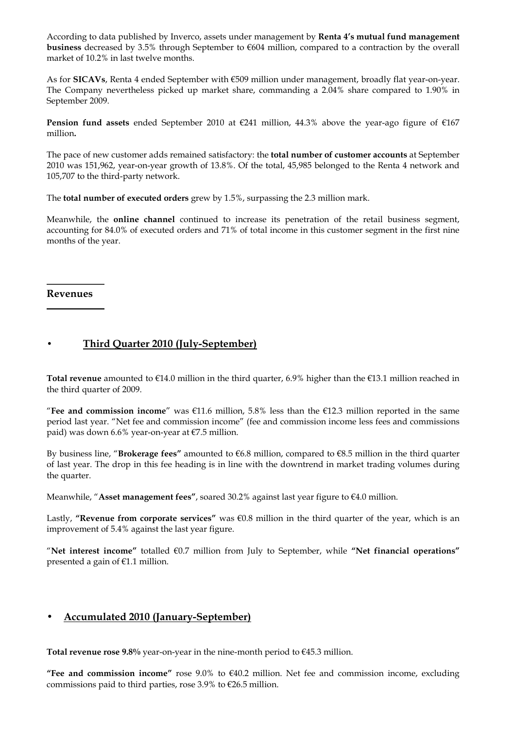According to data published by Inverco, assets under management by **Renta 4's mutual fund management business** decreased by 3.5% through September to €604 million, compared to a contraction by the overall market of 10.2% in last twelve months.

As for **SICAVs**, Renta 4 ended September with €509 million under management, broadly flat year-on-year. The Company nevertheless picked up market share, commanding a 2.04% share compared to 1.90% in September 2009.

**Pension fund assets** ended September 2010 at €241 million, 44.3% above the year-ago figure of €167 million**.**

The pace of new customer adds remained satisfactory: the **total number of customer accounts** at September 2010 was 151,962, year-on-year growth of 13.8%. Of the total, 45,985 belonged to the Renta 4 network and 105,707 to the third-party network.

The **total number of executed orders** grew by 1.5%, surpassing the 2.3 million mark.

Meanwhile, the **online channel** continued to increase its penetration of the retail business segment, accounting for 84.0% of executed orders and 71% of total income in this customer segment in the first nine months of the year.

## Revenues

### • Third Quarter 2010 (July-September)

**Total revenue** amounted to €14.0 million in the third quarter, 6.9% higher than the €13.1 million reached in the third quarter of 2009.

"**Fee and commission income**" was €11.6 million, 5.8% less than the €12.3 million reported in the same period last year. "Net fee and commission income" (fee and commission income less fees and commissions paid) was down 6.6% year-on-year at €7.5 million.

By business line, "**Brokerage fees"** amounted to €6.8 million, compared to €8.5 million in the third quarter of last year. The drop in this fee heading is in line with the downtrend in market trading volumes during the quarter.

Meanwhile, "**Asset management fees"**, soared 30.2% against last year figure to €4.0 million.

Lastly, **"Revenue from corporate services"** was €0.8 million in the third quarter of the year, which is an improvement of 5.4% against the last year figure.

"**Net interest income"** totalled €0.7 million from July to September, while **"Net financial operations"** presented a gain of €1.1 million.

### • Accumulated 2010 (January-September)

**Total revenue rose 9.8%** year-on-year in the nine-month period to €45.3 million.

**"Fee and commission income"** rose 9.0% to €40.2 million. Net fee and commission income, excluding commissions paid to third parties, rose 3.9% to €26.5 million.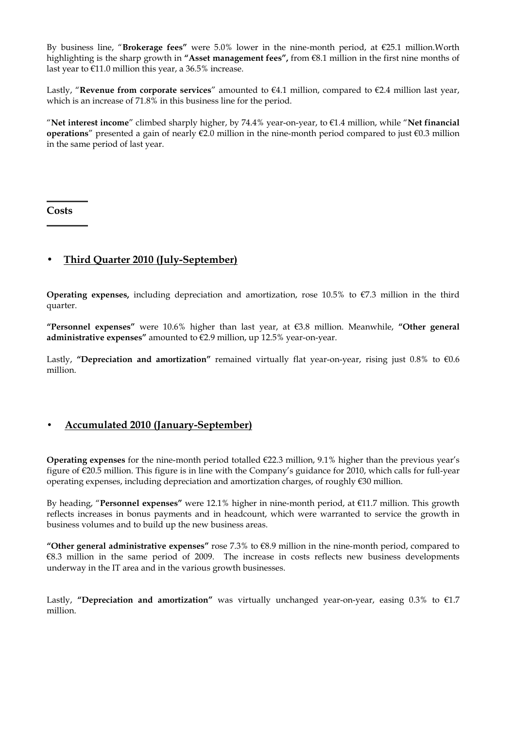By business line, "**Brokerage fees"** were 5.0% lower in the nine-month period, at €25.1 million.Worth highlighting is the sharp growth in **"Asset management fees",** from €8.1 million in the first nine months of last year to €11.0 million this year, a 36.5% increase.

Lastly, "**Revenue from corporate services**" amounted to €4.1 million, compared to €2.4 million last year, which is an increase of 71.8% in this business line for the period.

"**Net interest income**" climbed sharply higher, by 74.4% year-on-year, to €1.4 million, while "**Net financial operations**" presented a gain of nearly €2.0 million in the nine-month period compared to just €0.3 million in the same period of last year.

## Costs

### • Third Quarter 2010 (July-September)

**Operating expenses,** including depreciation and amortization, rose 10.5% to €7.3 million in the third quarter.

**"Personnel expenses"** were 10.6% higher than last year, at €3.8 million. Meanwhile, **"Other general administrative expenses"** amounted to €2.9 million, up 12.5% year-on-year.

Lastly, **"Depreciation and amortization"** remained virtually flat year-on-year, rising just 0.8% to €0.6 million.

### • Accumulated 2010 (January-September)

**Operating expenses** for the nine-month period totalled €22.3 million, 9.1% higher than the previous year's figure of €20.5 million. This figure is in line with the Company's guidance for 2010, which calls for full-year operating expenses, including depreciation and amortization charges, of roughly €30 million.

By heading, "**Personnel expenses"** were 12.1% higher in nine-month period, at €11.7 million. This growth reflects increases in bonus payments and in headcount, which were warranted to service the growth in business volumes and to build up the new business areas.

**"Other general administrative expenses"** rose 7.3% to €8.9 million in the nine-month period, compared to €8.3 million in the same period of 2009. The increase in costs reflects new business developments underway in the IT area and in the various growth businesses.

Lastly, **"Depreciation and amortization"** was virtually unchanged year-on-year, easing 0.3% to €1.7 million.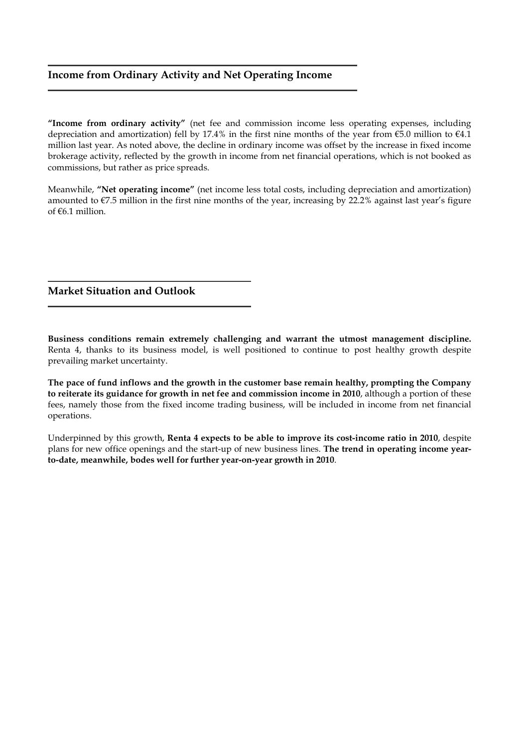## Income from Ordinary Activity and Net Operating Income

**"Income from ordinary activity"** (net fee and commission income less operating expenses, including depreciation and amortization) fell by 17.4% in the first nine months of the year from €5.0 million to €4.1 million last year. As noted above, the decline in ordinary income was offset by the increase in fixed income brokerage activity, reflected by the growth in income from net financial operations, which is not booked as commissions, but rather as price spreads.

Meanwhile, **"Net operating income"** (net income less total costs, including depreciation and amortization) amounted to €7.5 million in the first nine months of the year, increasing by 22.2% against last year's figure of €6.1 million.

## Market Situation and Outlook

**Business conditions remain extremely challenging and warrant the utmost management discipline.** Renta 4, thanks to its business model, is well positioned to continue to post healthy growth despite prevailing market uncertainty.

**The pace of fund inflows and the growth in the customer base remain healthy, prompting the Company to reiterate its guidance for growth in net fee and commission income in 2010**, although a portion of these fees, namely those from the fixed income trading business, will be included in income from net financial operations.

Underpinned by this growth, **Renta 4 expects to be able to improve its cost-income ratio in 2010**, despite plans for new office openings and the start-up of new business lines. **The trend in operating income year-to-date, meanwhile, bodes well for further year-on-year growth in 2010**.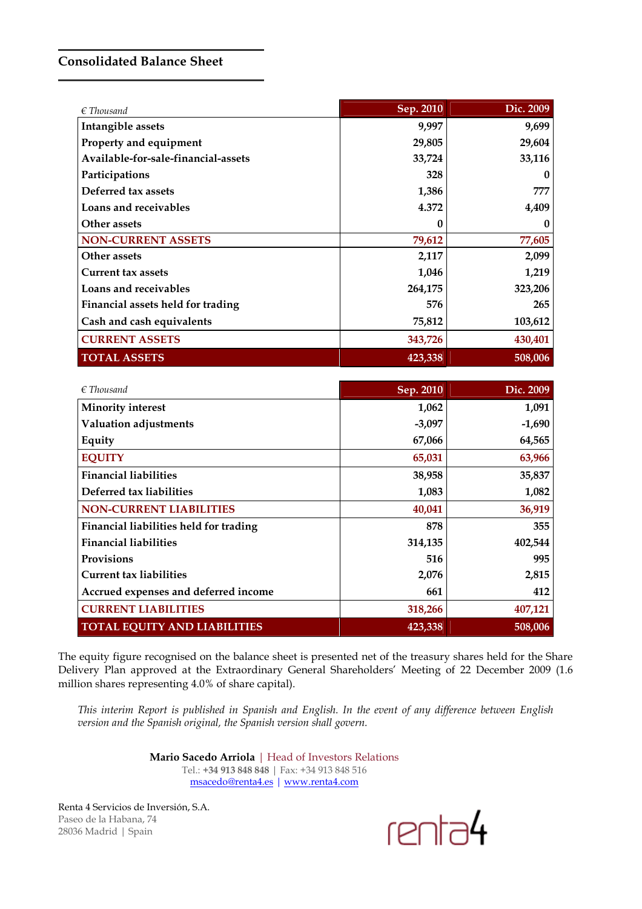## Consolidated Balance Sheet

| *€ Thousand* | Sep. 2010 | Dic. 2009 |
|---|---|---|
| **Intangible assets** | **9,997** | **9,699** |
| **Property and equipment** | **29,805** | **29,604** |
| **Available-for-sale-financial-assets** | **33,724** | **33,116** |
| **Participations** | **328** | **0** |
| **Deferred tax assets** | **1,386** | **777** |
| **Loans and receivables** | **4.372** | **4,409** |
| **Other assets** | **0** | **0** |
| **NON-CURRENT ASSETS** | **79,612** | **77,605** |
| **Other assets** | **2,117** | **2,099** |
| **Current tax assets** | **1,046** | **1,219** |
| **Loans and receivables** | **264,175** | **323,206** |
| **Financial assets held for trading** | **576** | **265** |
| **Cash and cash equivalents** | **75,812** | **103,612** |
| **CURRENT ASSETS** | **343,726** | **430,401** |
| **TOTAL ASSETS** | **423,338** | **508,006** |

| *€ Thousand* | Sep. 2010 | Dic. 2009 |
|---|---|---|
| **Minority interest** | **1,062** | **1,091** |
| **Valuation adjustments** | **-3,097** | **-1,690** |
| **Equity** | **67,066** | **64,565** |
| **EQUITY** | **65,031** | **63,966** |
| **Financial liabilities** | **38,958** | **35,837** |
| **Deferred tax liabilities** | **1,083** | **1,082** |
| **NON-CURRENT LIABILITIES** | **40,041** | **36,919** |
| **Financial liabilities held for trading** | **878** | **355** |
| **Financial liabilities** | **314,135** | **402,544** |
| **Provisions** | **516** | **995** |
| **Current tax liabilities** | **2,076** | **2,815** |
| **Accrued expenses and deferred income** | **661** | **412** |
| **CURRENT LIABILITIES** | **318,266** | **407,121** |
| **TOTAL EQUITY AND LIABILITIES** | **423,338** | **508,006** |

The equity figure recognised on the balance sheet is presented net of the treasury shares held for the Share Delivery Plan approved at the Extraordinary General Shareholders' Meeting of 22 December 2009 (1.6 million shares representing 4.0% of share capital).

*This interim Report is published in Spanish and English. In the event of any difference between English version and the Spanish original, the Spanish version shall govern.*

**Mario Sacedo Arriola** | Head of Investors Relations
Tel.: **+34 913 848 848** | Fax: +34 913 848 516
msacedo@renta4.es | www.renta4.com

Renta 4 Servicios de Inversión, S.A.
Paseo de la Habana, 74
28036 Madrid | Spain

renta4